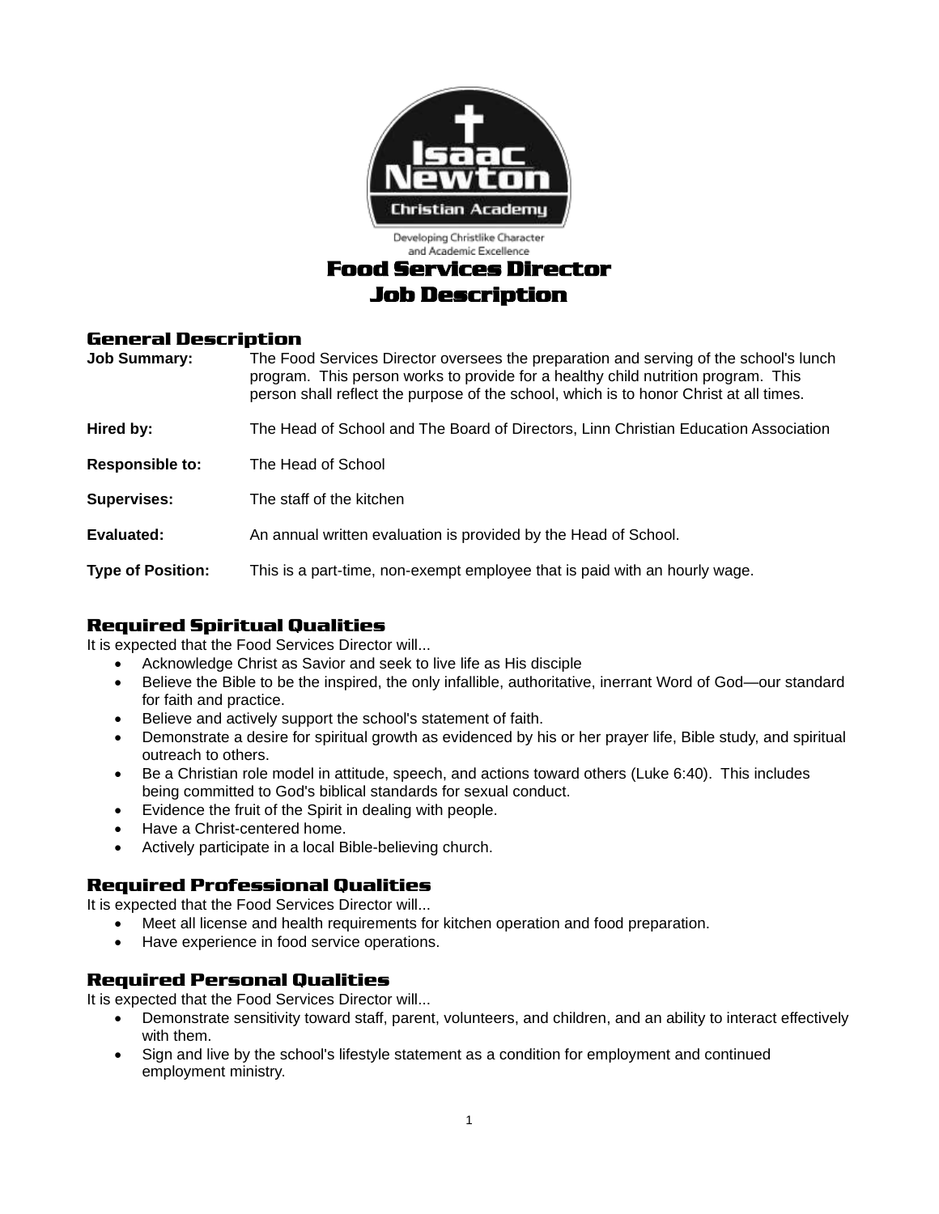Isaac Newton Christian Academy

Developing Christlike Character and Academic Excellence

# Food Services Director Job Description

## General Description

**Job Summary:** The Food Services Director oversees the preparation and serving of the school's lunch program. This person works to provide for a healthy child nutrition program. This person shall reflect the purpose of the school, which is to honor Christ at all times.

**Hired by:** The Head of School and The Board of Directors, Linn Christian Education Association

**Responsible to:** The Head of School

**Supervises:** The staff of the kitchen

**Evaluated:** An annual written evaluation is provided by the Head of School.

**Type of Position:** This is a part-time, non-exempt employee that is paid with an hourly wage.

## Required Spiritual Qualities

It is expected that the Food Services Director will...

- Acknowledge Christ as Savior and seek to live life as His disciple
- Believe the Bible to be the inspired, the only infallible, authoritative, inerrant Word of God—our standard for faith and practice.
- Believe and actively support the school's statement of faith.
- Demonstrate a desire for spiritual growth as evidenced by his or her prayer life, Bible study, and spiritual outreach to others.
- Be a Christian role model in attitude, speech, and actions toward others (Luke 6:40). This includes being committed to God's biblical standards for sexual conduct.
- Evidence the fruit of the Spirit in dealing with people.
- Have a Christ-centered home.
- Actively participate in a local Bible-believing church.

## Required Professional Qualities

It is expected that the Food Services Director will...

- Meet all license and health requirements for kitchen operation and food preparation.
- Have experience in food service operations.

## Required Personal Qualities

It is expected that the Food Services Director will...

- Demonstrate sensitivity toward staff, parent, volunteers, and children, and an ability to interact effectively with them.
- Sign and live by the school's lifestyle statement as a condition for employment and continued employment ministry.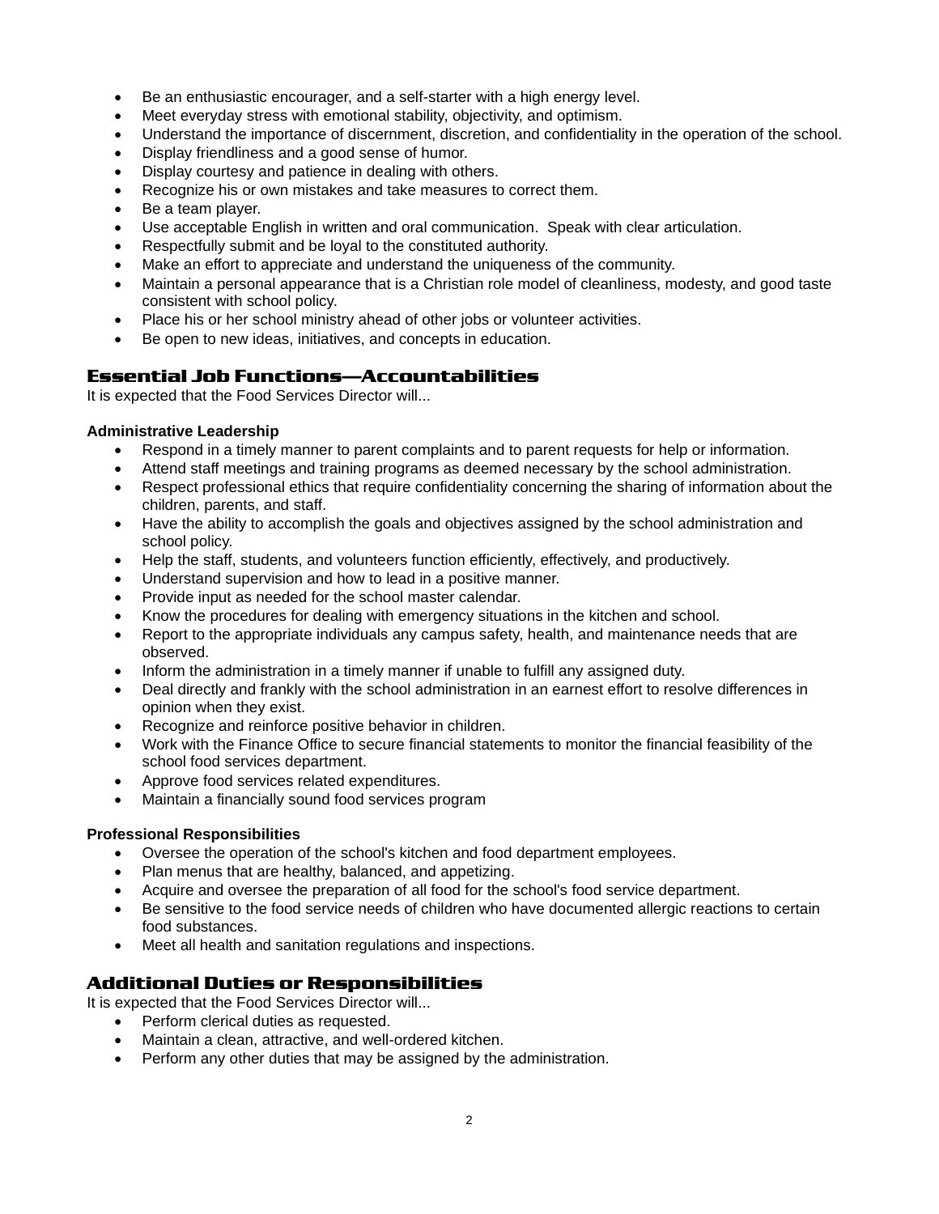- Be an enthusiastic encourager, and a self-starter with a high energy level.
- Meet everyday stress with emotional stability, objectivity, and optimism.
- Understand the importance of discernment, discretion, and confidentiality in the operation of the school.
- Display friendliness and a good sense of humor.
- Display courtesy and patience in dealing with others.
- Recognize his or own mistakes and take measures to correct them.
- Be a team player.
- Use acceptable English in written and oral communication. Speak with clear articulation.
- Respectfully submit and be loyal to the constituted authority.
- Make an effort to appreciate and understand the uniqueness of the community.
- Maintain a personal appearance that is a Christian role model of cleanliness, modesty, and good taste consistent with school policy.
- Place his or her school ministry ahead of other jobs or volunteer activities.
- Be open to new ideas, initiatives, and concepts in education.

## Essential Job Functions—Accountabilities

It is expected that the Food Services Director will...

**Administrative Leadership**

- Respond in a timely manner to parent complaints and to parent requests for help or information.
- Attend staff meetings and training programs as deemed necessary by the school administration.
- Respect professional ethics that require confidentiality concerning the sharing of information about the children, parents, and staff.
- Have the ability to accomplish the goals and objectives assigned by the school administration and school policy.
- Help the staff, students, and volunteers function efficiently, effectively, and productively.
- Understand supervision and how to lead in a positive manner.
- Provide input as needed for the school master calendar.
- Know the procedures for dealing with emergency situations in the kitchen and school.
- Report to the appropriate individuals any campus safety, health, and maintenance needs that are observed.
- Inform the administration in a timely manner if unable to fulfill any assigned duty.
- Deal directly and frankly with the school administration in an earnest effort to resolve differences in opinion when they exist.
- Recognize and reinforce positive behavior in children.
- Work with the Finance Office to secure financial statements to monitor the financial feasibility of the school food services department.
- Approve food services related expenditures.
- Maintain a financially sound food services program

**Professional Responsibilities**

- Oversee the operation of the school's kitchen and food department employees.
- Plan menus that are healthy, balanced, and appetizing.
- Acquire and oversee the preparation of all food for the school's food service department.
- Be sensitive to the food service needs of children who have documented allergic reactions to certain food substances.
- Meet all health and sanitation regulations and inspections.

## Additional Duties or Responsibilities

It is expected that the Food Services Director will...

- Perform clerical duties as requested.
- Maintain a clean, attractive, and well-ordered kitchen.
- Perform any other duties that may be assigned by the administration.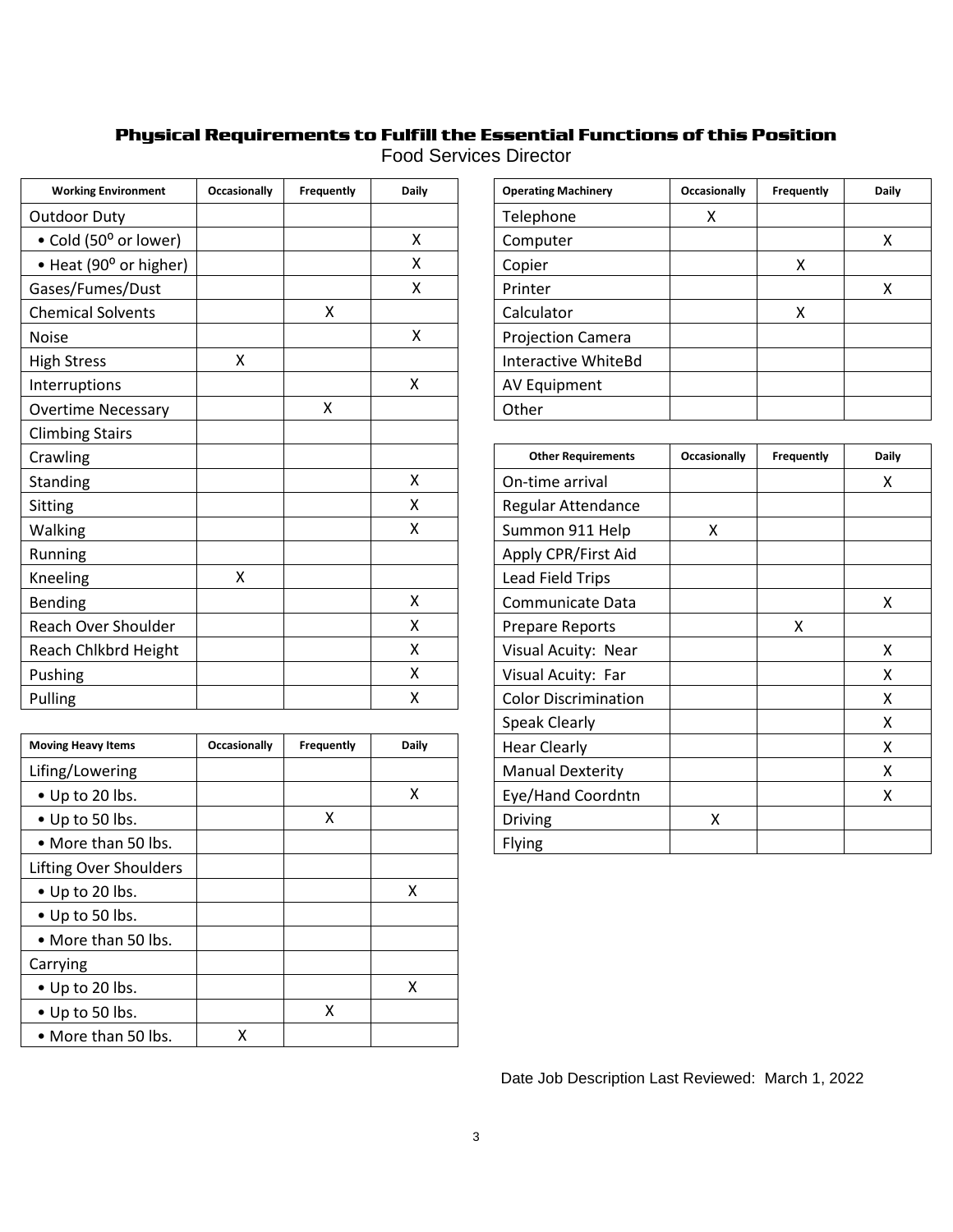## Physical Requirements to Fulfill the Essential Functions of this Position

Food Services Director

| Working Environment | Occasionally | Frequently | Daily |
|---|---|---|---|
| Outdoor Duty | | | |
| • Cold (50⁰ or lower) | | | X |
| • Heat (90⁰ or higher) | | | X |
| Gases/Fumes/Dust | | | X |
| Chemical Solvents | | X | |
| Noise | | | X |
| High Stress | X | | |
| Interruptions | | | X |
| Overtime Necessary | | X | |
| Climbing Stairs | | | |
| Crawling | | | |
| Standing | | | X |
| Sitting | | | X |
| Walking | | | X |
| Running | | | |
| Kneeling | X | | |
| Bending | | | X |
| Reach Over Shoulder | | | X |
| Reach Chlkbrd Height | | | X |
| Pushing | | | X |
| Pulling | | | X |

| Moving Heavy Items | Occasionally | Frequently | Daily |
|---|---|---|---|
| Lifing/Lowering | | | |
| • Up to 20 lbs. | | | X |
| • Up to 50 lbs. | | X | |
| • More than 50 lbs. | | | |
| Lifting Over Shoulders | | | |
| • Up to 20 lbs. | | | X |
| • Up to 50 lbs. | | | |
| • More than 50 lbs. | | | |
| Carrying | | | |
| • Up to 20 lbs. | | | X |
| • Up to 50 lbs. | | X | |
| • More than 50 lbs. | X | | |

| Operating Machinery | Occasionally | Frequently | Daily |
|---|---|---|---|
| Telephone | X | | |
| Computer | | | X |
| Copier | | X | |
| Printer | | | X |
| Calculator | | X | |
| Projection Camera | | | |
| Interactive WhiteBd | | | |
| AV Equipment | | | |
| Other | | | |

| Other Requirements | Occasionally | Frequently | Daily |
|---|---|---|---|
| On-time arrival | | | X |
| Regular Attendance | | | |
| Summon 911 Help | X | | |
| Apply CPR/First Aid | | | |
| Lead Field Trips | | | |
| Communicate Data | | | X |
| Prepare Reports | | X | |
| Visual Acuity: Near | | | X |
| Visual Acuity: Far | | | X |
| Color Discrimination | | | X |
| Speak Clearly | | | X |
| Hear Clearly | | | X |
| Manual Dexterity | | | X |
| Eye/Hand Coordntn | | | X |
| Driving | X | | |
| Flying | | | |

Date Job Description Last Reviewed: March 1, 2022